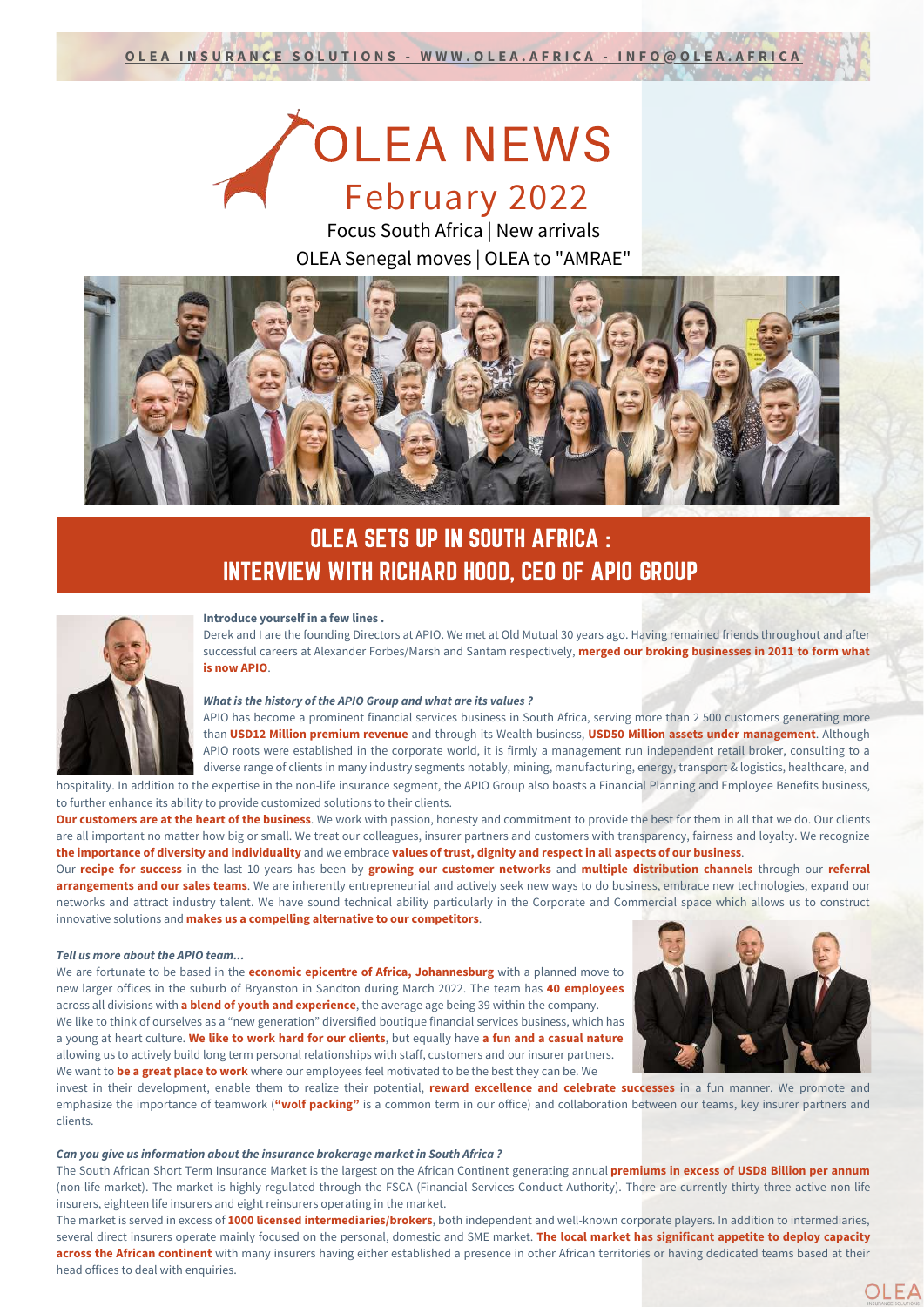OLEA INSURANCE SOLUTIONS - WWW.OLEA.AFRICA - INFO@OLEA.AFRICA

# OLEA NEWS

## February 2022

Focus South Africa | New arrivals
OLEA Senegal moves | OLEA to "AMRAE"

## OLEA SETS UP IN SOUTH AFRICA : INTERVIEW WITH RICHARD HOOD, CEO OF APIO GROUP

**Introduce yourself in a few lines .**

Derek and I are the founding Directors at APIO. We met at Old Mutual 30 years ago. Having remained friends throughout and after successful careers at Alexander Forbes/Marsh and Santam respectively, **merged our broking businesses in 2011 to form what is now APIO**.

***What is the history of the APIO Group and what are its values ?***

APIO has become a prominent financial services business in South Africa, serving more than 2 500 customers generating more than **USD12 Million premium revenue** and through its Wealth business, **USD50 Million assets under management**. Although APIO roots were established in the corporate world, it is firmly a management run independent retail broker, consulting to a diverse range of clients in many industry segments notably, mining, manufacturing, energy, transport & logistics, healthcare, and hospitality. In addition to the expertise in the non-life insurance segment, the APIO Group also boasts a Financial Planning and Employee Benefits business, to further enhance its ability to provide customized solutions to their clients.

**Our customers are at the heart of the business**. We work with passion, honesty and commitment to provide the best for them in all that we do. Our clients are all important no matter how big or small. We treat our colleagues, insurer partners and customers with transparency, fairness and loyalty. We recognize **the importance of diversity and individuality** and we embrace **values of trust, dignity and respect in all aspects of our business**.

Our **recipe for success** in the last 10 years has been by **growing our customer networks** and **multiple distribution channels** through our **referral arrangements and our sales teams**. We are inherently entrepreneurial and actively seek new ways to do business, embrace new technologies, expand our networks and attract industry talent. We have sound technical ability particularly in the Corporate and Commercial space which allows us to construct innovative solutions and **makes us a compelling alternative to our competitors**.

***Tell us more about the APIO team...***

We are fortunate to be based in the **economic epicentre of Africa, Johannesburg** with a planned move to new larger offices in the suburb of Bryanston in Sandton during March 2022. The team has **40 employees** across all divisions with **a blend of youth and experience**, the average age being 39 within the company.

We like to think of ourselves as a "new generation" diversified boutique financial services business, which has a young at heart culture. **We like to work hard for our clients**, but equally have **a fun and a casual nature** allowing us to actively build long term personal relationships with staff, customers and our insurer partners. We want to **be a great place to work** where our employees feel motivated to be the best they can be. We invest in their development, enable them to realize their potential, **reward excellence and celebrate successes** in a fun manner. We promote and emphasize the importance of teamwork (**"wolf packing"** is a common term in our office) and collaboration between our teams, key insurer partners and clients.

***Can you give us information about the insurance brokerage market in South Africa ?***

The South African Short Term Insurance Market is the largest on the African Continent generating annual **premiums in excess of USD8 Billion per annum** (non-life market). The market is highly regulated through the FSCA (Financial Services Conduct Authority). There are currently thirty-three active non-life insurers, eighteen life insurers and eight reinsurers operating in the market.

The market is served in excess of **1000 licensed intermediaries/brokers**, both independent and well-known corporate players. In addition to intermediaries, several direct insurers operate mainly focused on the personal, domestic and SME market. **The local market has significant appetite to deploy capacity across the African continent** with many insurers having either established a presence in other African territories or having dedicated teams based at their head offices to deal with enquiries.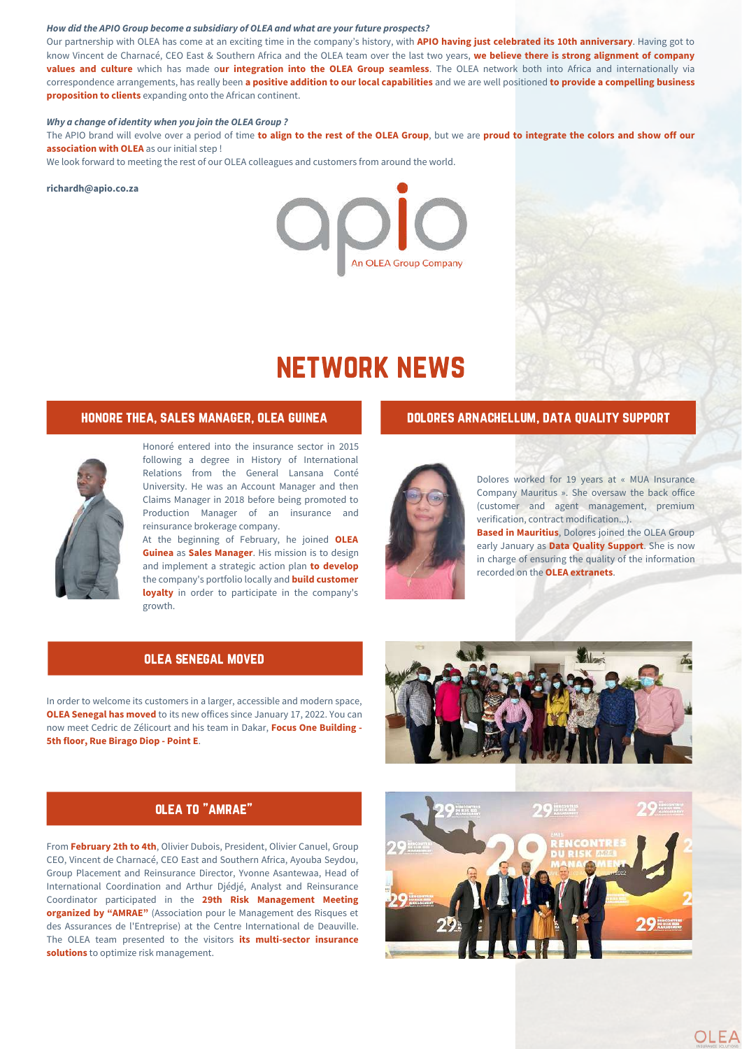***How did the APIO Group become a subsidiary of OLEA and what are your future prospects?***

Our partnership with OLEA has come at an exciting time in the company's history, with **APIO having just celebrated its 10th anniversary**. Having got to know Vincent de Charnacé, CEO East & Southern Africa and the OLEA team over the last two years, **we believe there is strong alignment of company values and culture** which has made o**ur integration into the OLEA Group seamless**. The OLEA network both into Africa and internationally via correspondence arrangements, has really been **a positive addition to our local capabilities** and we are well positioned **to provide a compelling business proposition to clients** expanding onto the African continent.

***Why a change of identity when you join the OLEA Group ?***

The APIO brand will evolve over a period of time **to align to the rest of the OLEA Group**, but we are **proud to integrate the colors and show off our association with OLEA** as our initial step !

We look forward to meeting the rest of our OLEA colleagues and customers from around the world.

**richardh@apio.co.za**

apio
An OLEA Group Company

# NETWORK NEWS

## HONORE THEA, SALES MANAGER, OLEA GUINEA

Honoré entered into the insurance sector in 2015 following a degree in History of International Relations from the General Lansana Conté University. He was an Account Manager and then Claims Manager in 2018 before being promoted to Production Manager of an insurance and reinsurance brokerage company.

At the beginning of February, he joined **OLEA Guinea** as **Sales Manager**. His mission is to design and implement a strategic action plan **to develop** the company's portfolio locally and **build customer loyalty** in order to participate in the company's growth.

## DOLORES ARNACHELLUM, DATA QUALITY SUPPORT

Dolores worked for 19 years at « MUA Insurance Company Mauritus ». She oversaw the back office (customer and agent management, premium verification, contract modification...).

**Based in Mauritius**, Dolores joined the OLEA Group early January as **Data Quality Support**. She is now in charge of ensuring the quality of the information recorded on the **OLEA extranets**.

## OLEA SENEGAL MOVED

In order to welcome its customers in a larger, accessible and modern space, **OLEA Senegal has moved** to its new offices since January 17, 2022. You can now meet Cedric de Zélicourt and his team in Dakar, **Focus One Building - 5th floor, Rue Birago Diop - Point E**.

## OLEA TO "AMRAE"

From **February 2th to 4th**, Olivier Dubois, President, Olivier Canuel, Group CEO, Vincent de Charnacé, CEO East and Southern Africa, Ayouba Seydou, Group Placement and Reinsurance Director, Yvonne Asantewaa, Head of International Coordination and Arthur Djédjé, Analyst and Reinsurance Coordinator participated in the **29th Risk Management Meeting organized by "AMRAE"** (Association pour le Management des Risques et des Assurances de l'Entreprise) at the Centre International de Deauville. The OLEA team presented to the visitors **its multi-sector insurance solutions** to optimize risk management.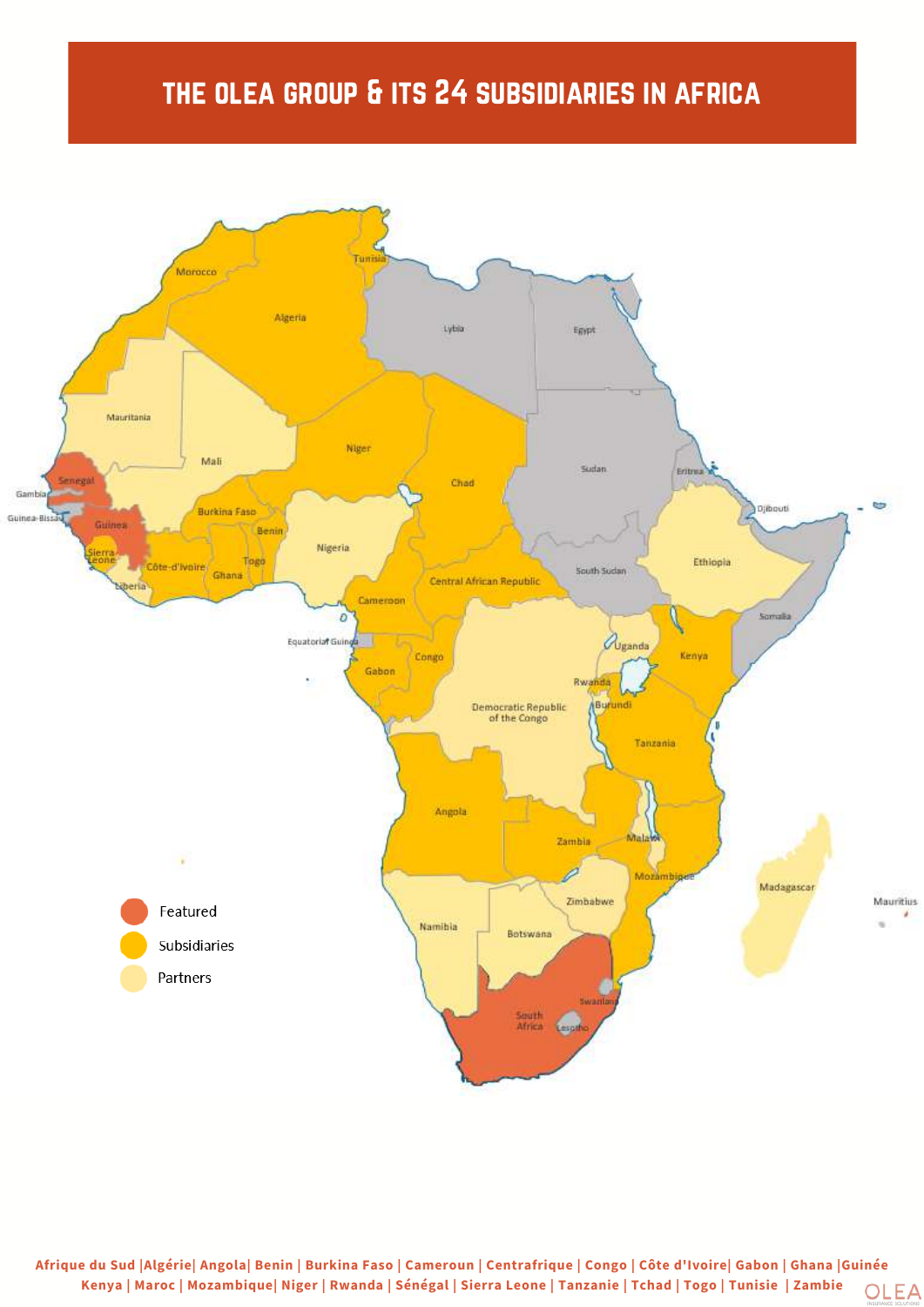# THE OLEA GROUP & ITS 24 SUBSIDIARIES IN AFRICA

Featured

Subsidiaries

Partners

Afrique du Sud |Algérie| Angola| Benin | Burkina Faso | Cameroun | Centrafrique | Congo | Côte d'Ivoire| Gabon | Ghana |Guinée
Kenya | Maroc | Mozambique| Niger | Rwanda | Sénégal | Sierra Leone | Tanzanie | Tchad | Togo | Tunisie | Zambie